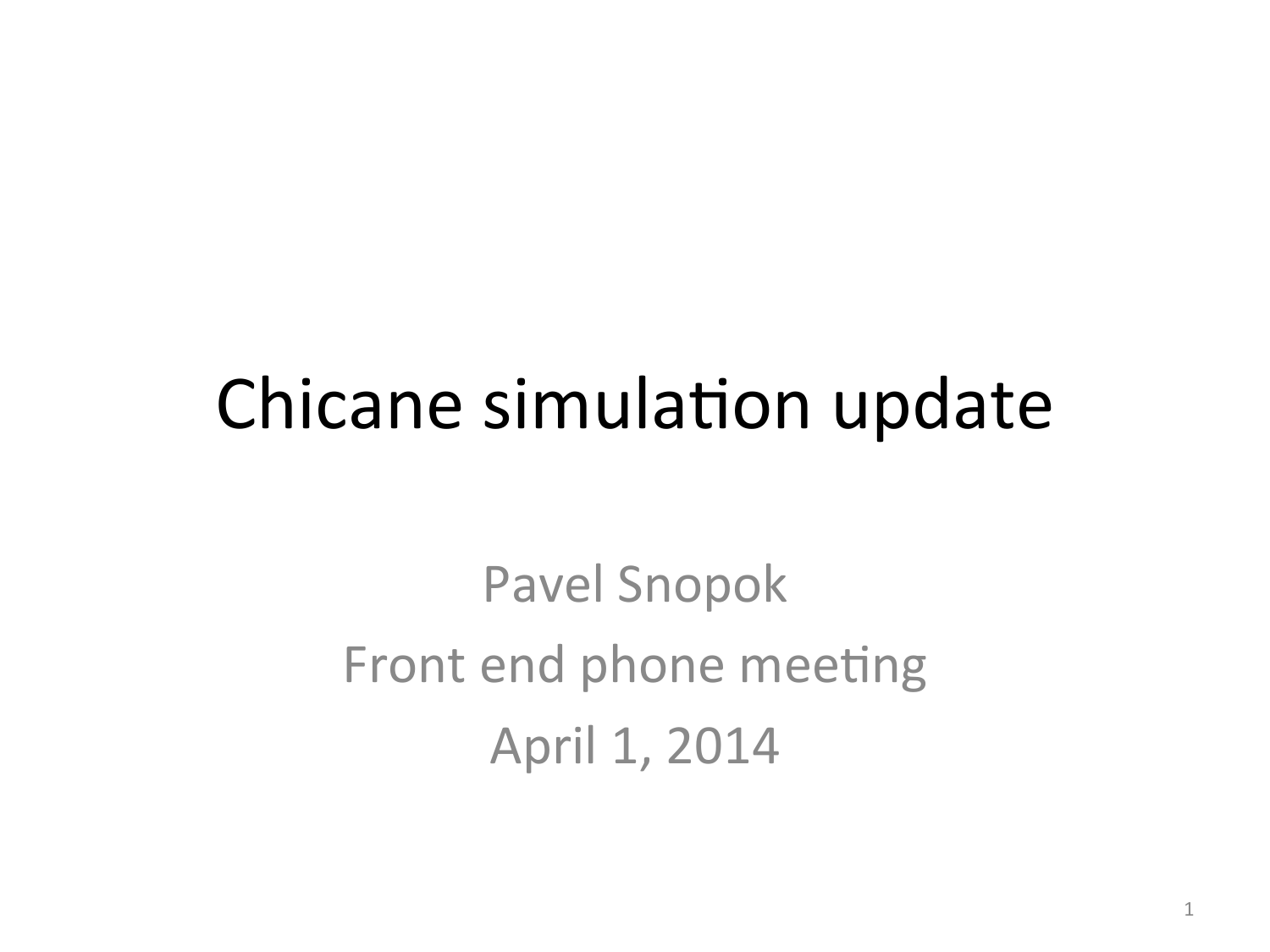# Chicane simulation update

Pavel Snopok

Front end phone meeting

April 1, 2014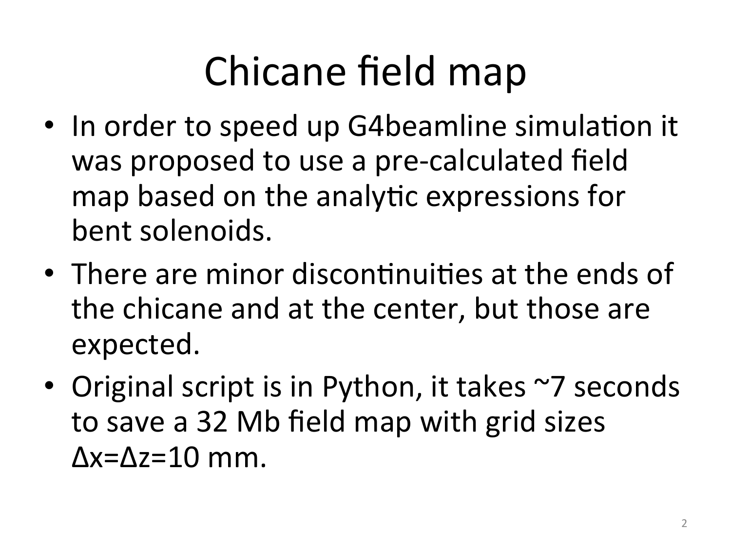# Chicane field map

- In order to speed up G4beamline simulation it was proposed to use a pre-calculated field map based on the analytic expressions for bent solenoids.
- There are minor discontinuities at the ends of the chicane and at the center, but those are expected.
- Original script is in Python, it takes ~7 seconds to save a 32 Mb field map with grid sizes $\Delta x = \Delta z = 10$ mm.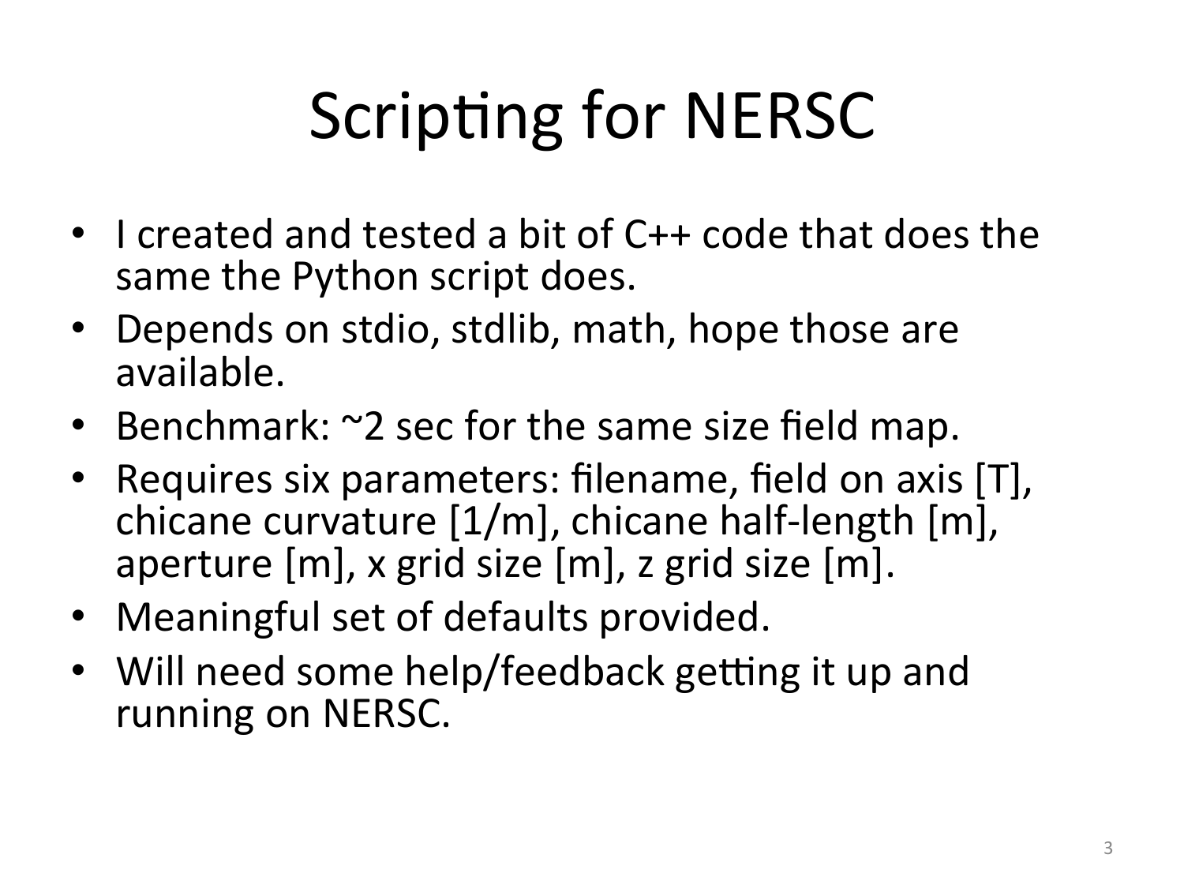# Scripting for NERSC

- I created and tested a bit of C++ code that does the same the Python script does.
- Depends on stdio, stdlib, math, hope those are available.
- Benchmark: ~2 sec for the same size field map.
- Requires six parameters: filename, field on axis [T], chicane curvature [1/m], chicane half-length [m], aperture [m], x grid size [m], z grid size [m].
- Meaningful set of defaults provided.
- Will need some help/feedback getting it up and running on NERSC.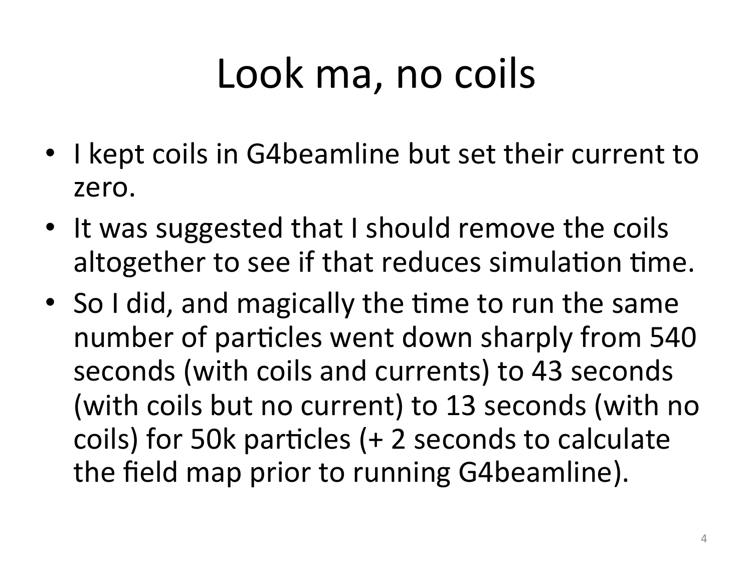# Look ma, no coils

- I kept coils in G4beamline but set their current to zero.
- It was suggested that I should remove the coils altogether to see if that reduces simulation time.
- So I did, and magically the time to run the same number of particles went down sharply from 540 seconds (with coils and currents) to 43 seconds (with coils but no current) to 13 seconds (with no coils) for 50k particles (+ 2 seconds to calculate the field map prior to running G4beamline).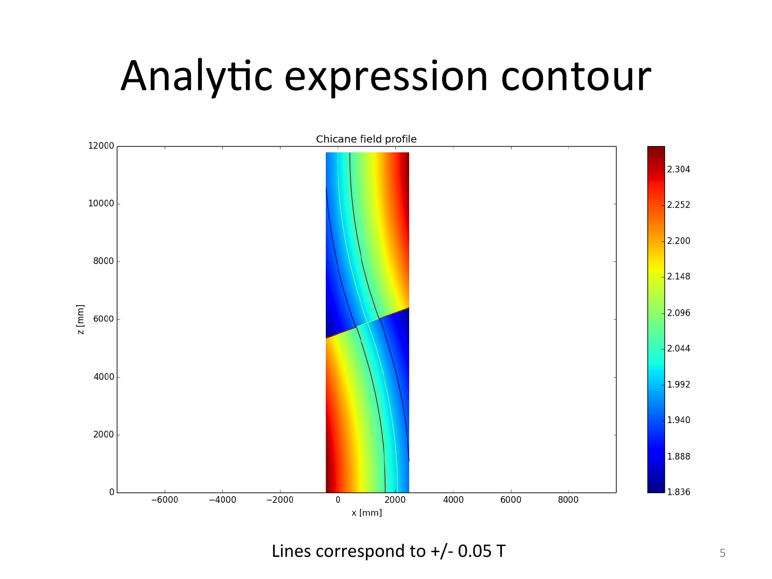# Analytic expression contour

Lines correspond to +/- 0.05 T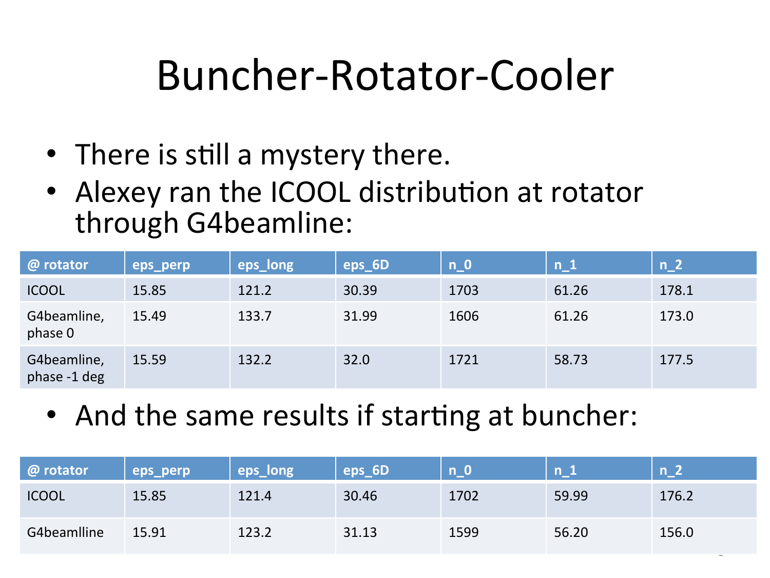# Buncher-Rotator-Cooler

- There is still a mystery there.
- Alexey ran the ICOOL distribution at rotator through G4beamline:

| @ rotator | eps_perp | eps_long | eps_6D | n_0 | n_1 | n_2 |
|---|---|---|---|---|---|---|
| ICOOL | 15.85 | 121.2 | 30.39 | 1703 | 61.26 | 178.1 |
| G4beamline, phase 0 | 15.49 | 133.7 | 31.99 | 1606 | 61.26 | 173.0 |
| G4beamline, phase -1 deg | 15.59 | 132.2 | 32.0 | 1721 | 58.73 | 177.5 |

- And the same results if starting at buncher:

| @ rotator | eps_perp | eps_long | eps_6D | n_0 | n_1 | n_2 |
|---|---|---|---|---|---|---|
| ICOOL | 15.85 | 121.4 | 30.46 | 1702 | 59.99 | 176.2 |
| G4beamlline | 15.91 | 123.2 | 31.13 | 1599 | 56.20 | 156.0 |